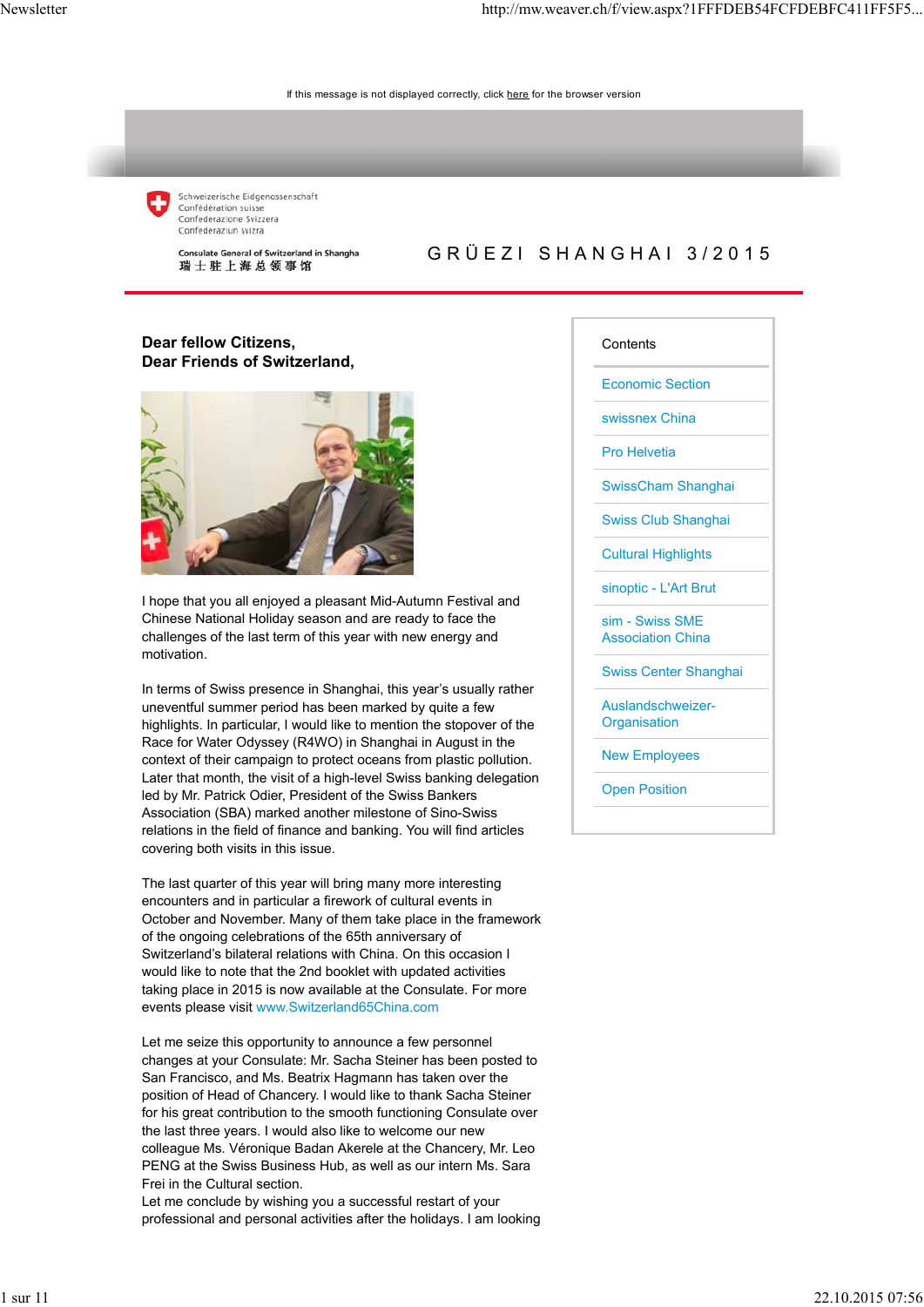If this message is not displayed correctly, click here for the browser version

Schweizerische Eidgenossenschaft
Confédération suisse
Confederazione Svizzera
Confederaziun svizra

Consulate General of Switzerland in Shangha
瑞士驻上海总领事馆

# GRÜEZI SHANGHAI 3/2015

Contents

- Economic Section
- swissnex China
- Pro Helvetia
- SwissCham Shanghai
- Swiss Club Shanghai
- Cultural Highlights
- sinoptic - L'Art Brut
- sim - Swiss SME Association China
- Swiss Center Shanghai
- Auslandschweizer-Organisation
- New Employees
- Open Position

**Dear fellow Citizens,**
**Dear Friends of Switzerland,**

I hope that you all enjoyed a pleasant Mid-Autumn Festival and Chinese National Holiday season and are ready to face the challenges of the last term of this year with new energy and motivation.

In terms of Swiss presence in Shanghai, this year's usually rather uneventful summer period has been marked by quite a few highlights. In particular, I would like to mention the stopover of the Race for Water Odyssey (R4WO) in Shanghai in August in the context of their campaign to protect oceans from plastic pollution. Later that month, the visit of a high-level Swiss banking delegation led by Mr. Patrick Odier, President of the Swiss Bankers Association (SBA) marked another milestone of Sino-Swiss relations in the field of finance and banking. You will find articles covering both visits in this issue.

The last quarter of this year will bring many more interesting encounters and in particular a firework of cultural events in October and November. Many of them take place in the framework of the ongoing celebrations of the 65th anniversary of Switzerland's bilateral relations with China. On this occasion I would like to note that the 2nd booklet with updated activities taking place in 2015 is now available at the Consulate. For more events please visit www.Switzerland65China.com

Let me seize this opportunity to announce a few personnel changes at your Consulate: Mr. Sacha Steiner has been posted to San Francisco, and Ms. Beatrix Hagmann has taken over the position of Head of Chancery. I would like to thank Sacha Steiner for his great contribution to the smooth functioning Consulate over the last three years. I would also like to welcome our new colleague Ms. Véronique Badan Akerele at the Chancery, Mr. Leo PENG at the Swiss Business Hub, as well as our intern Ms. Sara Frei in the Cultural section.
Let me conclude by wishing you a successful restart of your professional and personal activities after the holidays. I am looking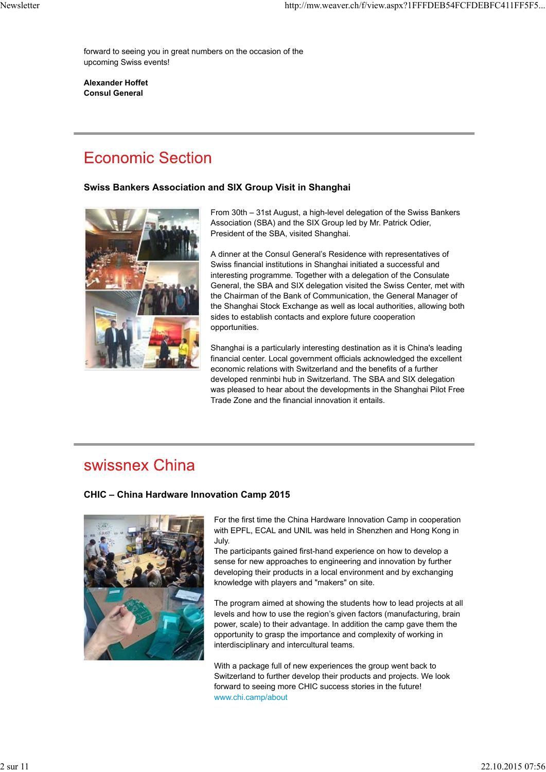forward to seeing you in great numbers on the occasion of the upcoming Swiss events!

**Alexander Hoffet**
**Consul General**

---

# Economic Section

### Swiss Bankers Association and SIX Group Visit in Shanghai

From 30th – 31st August, a high-level delegation of the Swiss Bankers Association (SBA) and the SIX Group led by Mr. Patrick Odier, President of the SBA, visited Shanghai.

A dinner at the Consul General's Residence with representatives of Swiss financial institutions in Shanghai initiated a successful and interesting programme. Together with a delegation of the Consulate General, the SBA and SIX delegation visited the Swiss Center, met with the Chairman of the Bank of Communication, the General Manager of the Shanghai Stock Exchange as well as local authorities, allowing both sides to establish contacts and explore future cooperation opportunities.

Shanghai is a particularly interesting destination as it is China's leading financial center. Local government officials acknowledged the excellent economic relations with Switzerland and the benefits of a further developed renminbi hub in Switzerland. The SBA and SIX delegation was pleased to hear about the developments in the Shanghai Pilot Free Trade Zone and the financial innovation it entails.

---

# swissnex China

### CHIC – China Hardware Innovation Camp 2015

For the first time the China Hardware Innovation Camp in cooperation with EPFL, ECAL and UNIL was held in Shenzhen and Hong Kong in July.
The participants gained first-hand experience on how to develop a sense for new approaches to engineering and innovation by further developing their products in a local environment and by exchanging knowledge with players and "makers" on site.

The program aimed at showing the students how to lead projects at all levels and how to use the region's given factors (manufacturing, brain power, scale) to their advantage. In addition the camp gave them the opportunity to grasp the importance and complexity of working in interdisciplinary and intercultural teams.

With a package full of new experiences the group went back to Switzerland to further develop their products and projects. We look forward to seeing more CHIC success stories in the future!
www.chi.camp/about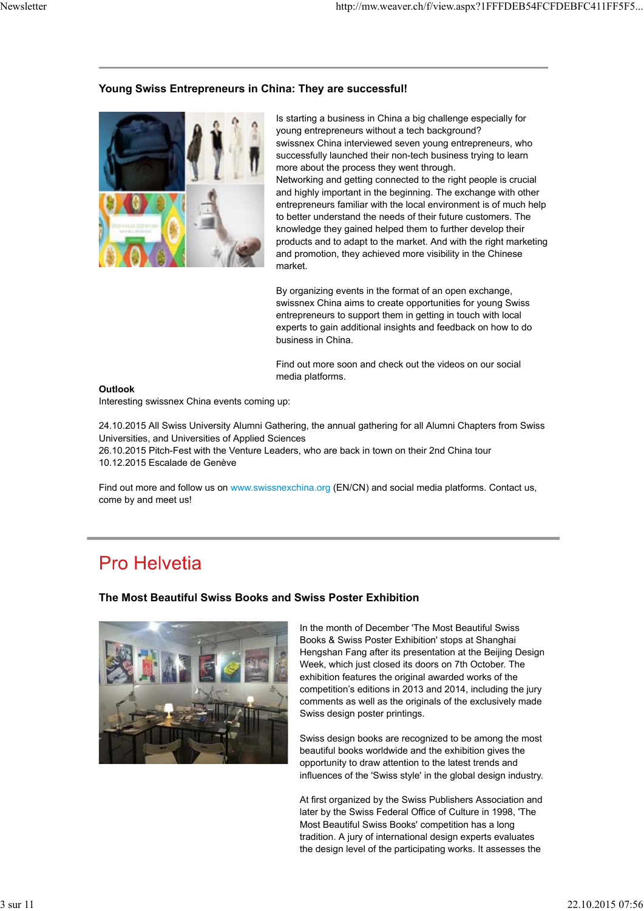### Young Swiss Entrepreneurs in China: They are successful!

Is starting a business in China a big challenge especially for young entrepreneurs without a tech background?
swissnex China interviewed seven young entrepreneurs, who successfully launched their non-tech business trying to learn more about the process they went through.
Networking and getting connected to the right people is crucial and highly important in the beginning. The exchange with other entrepreneurs familiar with the local environment is of much help to better understand the needs of their future customers. The knowledge they gained helped them to further develop their products and to adapt to the market. And with the right marketing and promotion, they achieved more visibility in the Chinese market.

By organizing events in the format of an open exchange, swissnex China aims to create opportunities for young Swiss entrepreneurs to support them in getting in touch with local experts to gain additional insights and feedback on how to do business in China.

Find out more soon and check out the videos on our social media platforms.

**Outlook**
Interesting swissnex China events coming up:

24.10.2015 All Swiss University Alumni Gathering, the annual gathering for all Alumni Chapters from Swiss Universities, and Universities of Applied Sciences
26.10.2015 Pitch-Fest with the Venture Leaders, who are back in town on their 2nd China tour
10.12.2015 Escalade de Genève

Find out more and follow us on www.swissnexchina.org (EN/CN) and social media platforms. Contact us, come by and meet us!

## Pro Helvetia

### The Most Beautiful Swiss Books and Swiss Poster Exhibition

In the month of December 'The Most Beautiful Swiss Books & Swiss Poster Exhibition' stops at Shanghai Hengshan Fang after its presentation at the Beijing Design Week, which just closed its doors on 7th October. The exhibition features the original awarded works of the competition's editions in 2013 and 2014, including the jury comments as well as the originals of the exclusively made Swiss design poster printings.

Swiss design books are recognized to be among the most beautiful books worldwide and the exhibition gives the opportunity to draw attention to the latest trends and influences of the 'Swiss style' in the global design industry.

At first organized by the Swiss Publishers Association and later by the Swiss Federal Office of Culture in 1998, 'The Most Beautiful Swiss Books' competition has a long tradition. A jury of international design experts evaluates the design level of the participating works. It assesses the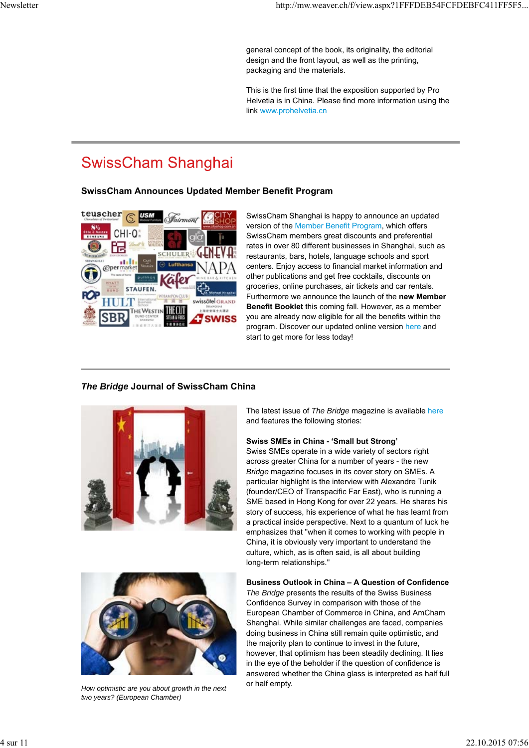general concept of the book, its originality, the editorial design and the front layout, as well as the printing, packaging and the materials.

This is the first time that the exposition supported by Pro Helvetia is in China. Please find more information using the link www.prohelvetia.cn

# SwissCham Shanghai

### SwissCham Announces Updated Member Benefit Program

SwissCham Shanghai is happy to announce an updated version of the Member Benefit Program, which offers SwissCham members great discounts and preferential rates in over 80 different businesses in Shanghai, such as restaurants, bars, hotels, language schools and sport centers. Enjoy access to financial market information and other publications and get free cocktails, discounts on groceries, online purchases, air tickets and car rentals. Furthermore we announce the launch of the **new Member Benefit Booklet** this coming fall. However, as a member you are already now eligible for all the benefits within the program. Discover our updated online version here and start to get more for less today!

### *The Bridge* Journal of SwissCham China

The latest issue of *The Bridge* magazine is available here and features the following stories:

**Swiss SMEs in China - 'Small but Strong'**
Swiss SMEs operate in a wide variety of sectors right across greater China for a number of years - the new *Bridge* magazine focuses in its cover story on SMEs. A particular highlight is the interview with Alexandre Tunik (founder/CEO of Transpacific Far East), who is running a SME based in Hong Kong for over 22 years. He shares his story of success, his experience of what he has learnt from a practical inside perspective. Next to a quantum of luck he emphasizes that "when it comes to working with people in China, it is obviously very important to understand the culture, which, as is often said, is all about building long-term relationships."

**Business Outlook in China – A Question of Confidence**
*The Bridge* presents the results of the Swiss Business Confidence Survey in comparison with those of the European Chamber of Commerce in China, and AmCham Shanghai. While similar challenges are faced, companies doing business in China still remain quite optimistic, and the majority plan to continue to invest in the future, however, that optimism has been steadily declining. It lies in the eye of the beholder if the question of confidence is answered whether the China glass is interpreted as half full or half empty.

*How optimistic are you about growth in the next two years? (European Chamber)*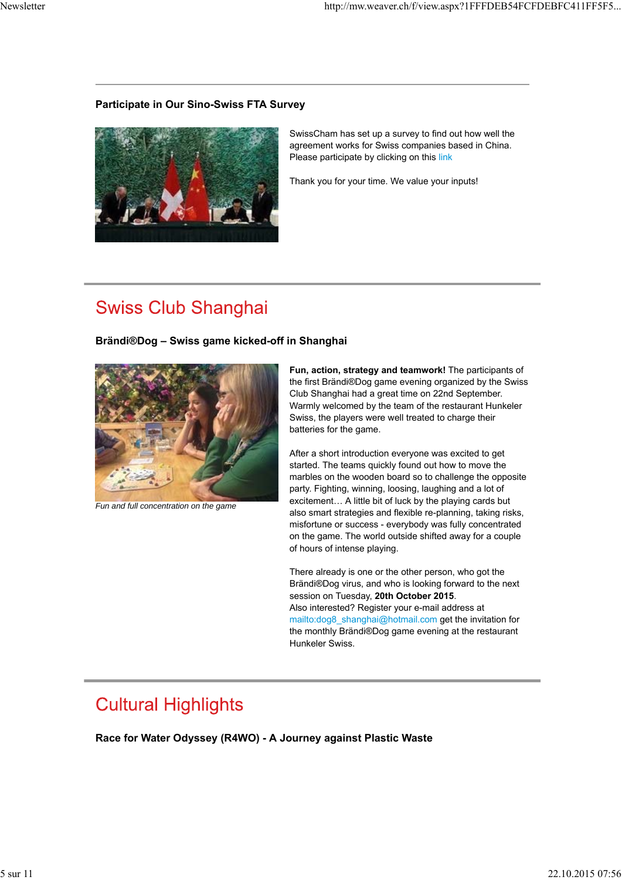### Participate in Our Sino-Swiss FTA Survey

SwissCham has set up a survey to find out how well the agreement works for Swiss companies based in China. Please participate by clicking on this link

Thank you for your time. We value your inputs!

## Swiss Club Shanghai

### Brändi®Dog – Swiss game kicked-off in Shanghai

*Fun and full concentration on the game*

**Fun, action, strategy and teamwork!** The participants of the first Brändi®Dog game evening organized by the Swiss Club Shanghai had a great time on 22nd September. Warmly welcomed by the team of the restaurant Hunkeler Swiss, the players were well treated to charge their batteries for the game.

After a short introduction everyone was excited to get started. The teams quickly found out how to move the marbles on the wooden board so to challenge the opposite party. Fighting, winning, loosing, laughing and a lot of excitement… A little bit of luck by the playing cards but also smart strategies and flexible re-planning, taking risks, misfortune or success - everybody was fully concentrated on the game. The world outside shifted away for a couple of hours of intense playing.

There already is one or the other person, who got the Brändi®Dog virus, and who is looking forward to the next session on Tuesday, **20th October 2015**.
Also interested? Register your e-mail address at mailto:dog8_shanghai@hotmail.com get the invitation for the monthly Brändi®Dog game evening at the restaurant Hunkeler Swiss.

## Cultural Highlights

### Race for Water Odyssey (R4WO) - A Journey against Plastic Waste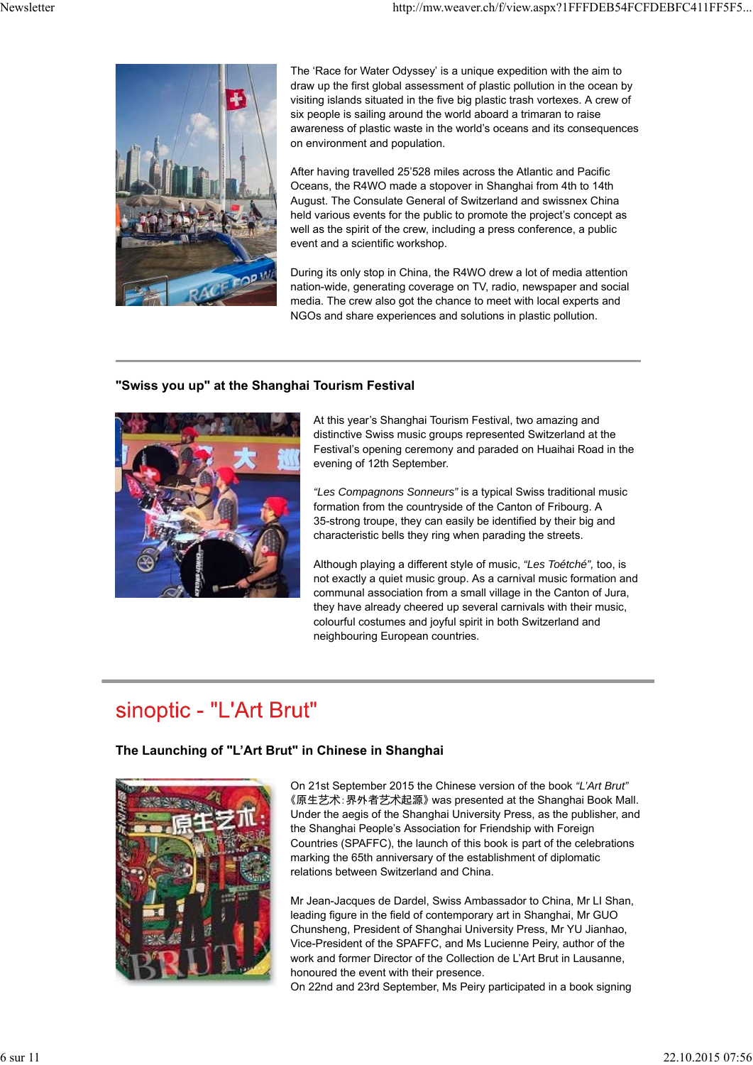The 'Race for Water Odyssey' is a unique expedition with the aim to draw up the first global assessment of plastic pollution in the ocean by visiting islands situated in the five big plastic trash vortexes. A crew of six people is sailing around the world aboard a trimaran to raise awareness of plastic waste in the world's oceans and its consequences on environment and population.

After having travelled 25'528 miles across the Atlantic and Pacific Oceans, the R4WO made a stopover in Shanghai from 4th to 14th August. The Consulate General of Switzerland and swissnex China held various events for the public to promote the project's concept as well as the spirit of the crew, including a press conference, a public event and a scientific workshop.

During its only stop in China, the R4WO drew a lot of media attention nation-wide, generating coverage on TV, radio, newspaper and social media. The crew also got the chance to meet with local experts and NGOs and share experiences and solutions in plastic pollution.

---

### "Swiss you up" at the Shanghai Tourism Festival

At this year's Shanghai Tourism Festival, two amazing and distinctive Swiss music groups represented Switzerland at the Festival's opening ceremony and paraded on Huaihai Road in the evening of 12th September.

*"Les Compagnons Sonneurs"* is a typical Swiss traditional music formation from the countryside of the Canton of Fribourg. A 35-strong troupe, they can easily be identified by their big and characteristic bells they ring when parading the streets.

Although playing a different style of music, *"Les Toétché",* too, is not exactly a quiet music group. As a carnival music formation and communal association from a small village in the Canton of Jura, they have already cheered up several carnivals with their music, colourful costumes and joyful spirit in both Switzerland and neighbouring European countries.

---

## sinoptic - "L'Art Brut"

### The Launching of "L'Art Brut" in Chinese in Shanghai

On 21st September 2015 the Chinese version of the book *"L'Art Brut"* 《原生艺术:界外者艺术起源》was presented at the Shanghai Book Mall. Under the aegis of the Shanghai University Press, as the publisher, and the Shanghai People's Association for Friendship with Foreign Countries (SPAFFC), the launch of this book is part of the celebrations marking the 65th anniversary of the establishment of diplomatic relations between Switzerland and China.

Mr Jean-Jacques de Dardel, Swiss Ambassador to China, Mr LI Shan, leading figure in the field of contemporary art in Shanghai, Mr GUO Chunsheng, President of Shanghai University Press, Mr YU Jianhao, Vice-President of the SPAFFC, and Ms Lucienne Peiry, author of the work and former Director of the Collection de L'Art Brut in Lausanne, honoured the event with their presence.
On 22nd and 23rd September, Ms Peiry participated in a book signing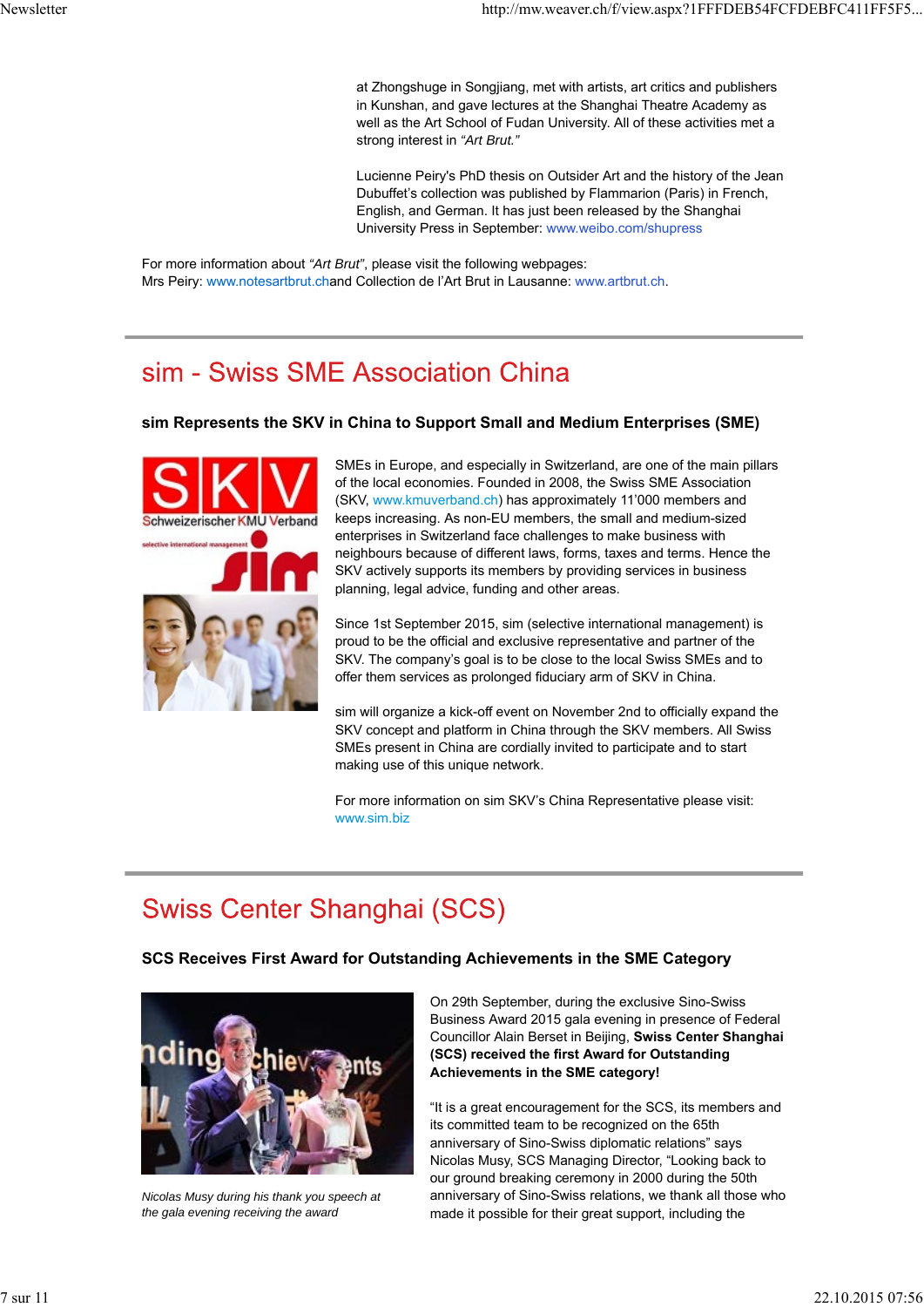at Zhongshuge in Songjiang, met with artists, art critics and publishers in Kunshan, and gave lectures at the Shanghai Theatre Academy as well as the Art School of Fudan University. All of these activities met a strong interest in *"Art Brut."*

Lucienne Peiry's PhD thesis on Outsider Art and the history of the Jean Dubuffet's collection was published by Flammarion (Paris) in French, English, and German. It has just been released by the Shanghai University Press in September: www.weibo.com/shupress

For more information about *"Art Brut"*, please visit the following webpages:
Mrs Peiry: www.notesartbrut.chand Collection de l'Art Brut in Lausanne: www.artbrut.ch.

## sim - Swiss SME Association China

### sim Represents the SKV in China to Support Small and Medium Enterprises (SME)

SMEs in Europe, and especially in Switzerland, are one of the main pillars of the local economies. Founded in 2008, the Swiss SME Association (SKV, www.kmuverband.ch) has approximately 11'000 members and keeps increasing. As non-EU members, the small and medium-sized enterprises in Switzerland face challenges to make business with neighbours because of different laws, forms, taxes and terms. Hence the SKV actively supports its members by providing services in business planning, legal advice, funding and other areas.

Since 1st September 2015, sim (selective international management) is proud to be the official and exclusive representative and partner of the SKV. The company's goal is to be close to the local Swiss SMEs and to offer them services as prolonged fiduciary arm of SKV in China.

sim will organize a kick-off event on November 2nd to officially expand the SKV concept and platform in China through the SKV members. All Swiss SMEs present in China are cordially invited to participate and to start making use of this unique network.

For more information on sim SKV's China Representative please visit: www.sim.biz

## Swiss Center Shanghai (SCS)

### SCS Receives First Award for Outstanding Achievements in the SME Category

*Nicolas Musy during his thank you speech at the gala evening receiving the award*

On 29th September, during the exclusive Sino-Swiss Business Award 2015 gala evening in presence of Federal Councillor Alain Berset in Beijing, **Swiss Center Shanghai (SCS) received the first Award for Outstanding Achievements in the SME category!**

"It is a great encouragement for the SCS, its members and its committed team to be recognized on the 65th anniversary of Sino-Swiss diplomatic relations" says Nicolas Musy, SCS Managing Director, "Looking back to our ground breaking ceremony in 2000 during the 50th anniversary of Sino-Swiss relations, we thank all those who made it possible for their great support, including the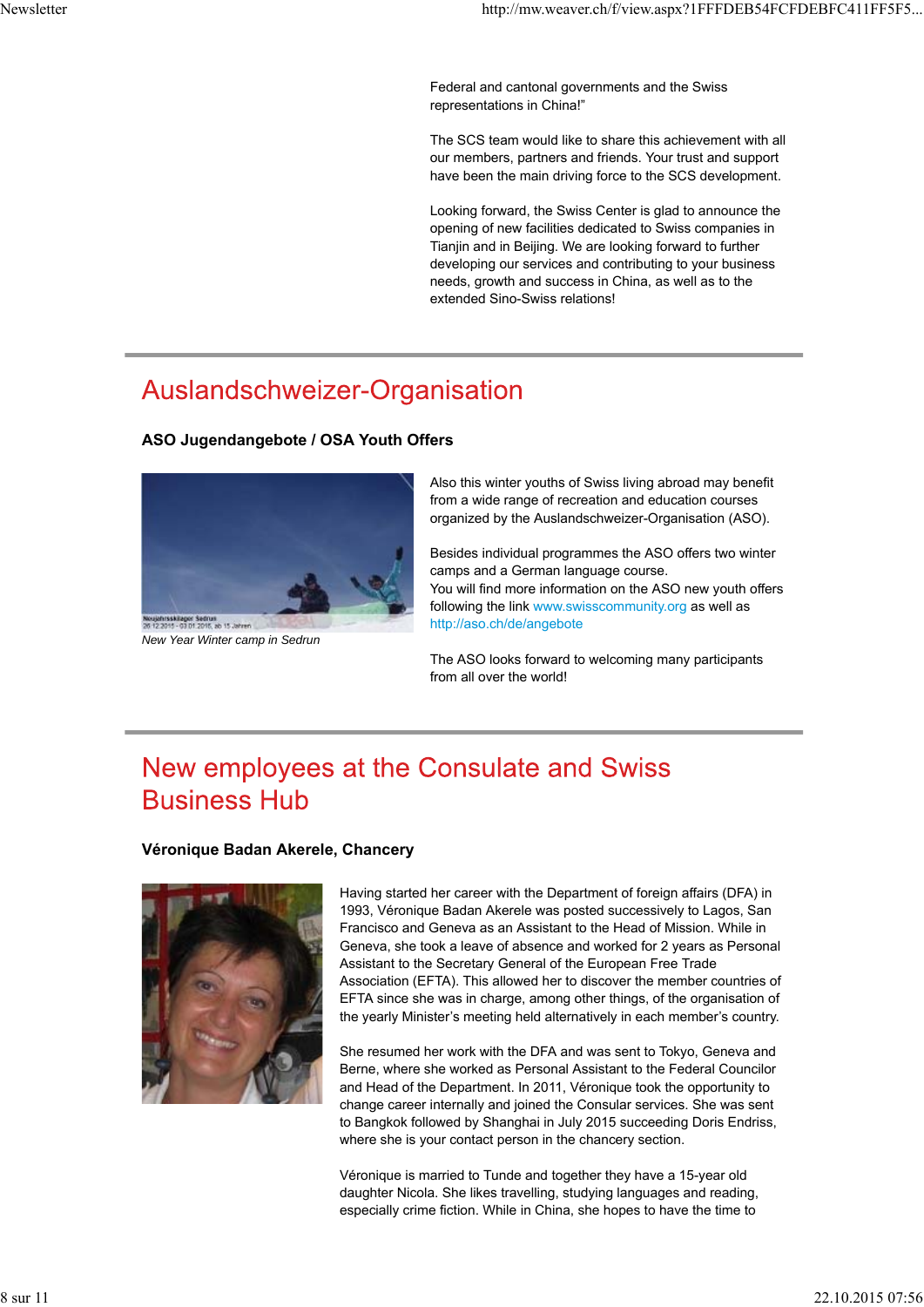Federal and cantonal governments and the Swiss representations in China!"

The SCS team would like to share this achievement with all our members, partners and friends. Your trust and support have been the main driving force to the SCS development.

Looking forward, the Swiss Center is glad to announce the opening of new facilities dedicated to Swiss companies in Tianjin and in Beijing. We are looking forward to further developing our services and contributing to your business needs, growth and success in China, as well as to the extended Sino-Swiss relations!

# Auslandschweizer-Organisation

### ASO Jugendangebote / OSA Youth Offers

*New Year Winter camp in Sedrun*

Also this winter youths of Swiss living abroad may benefit from a wide range of recreation and education courses organized by the Auslandschweizer-Organisation (ASO).

Besides individual programmes the ASO offers two winter camps and a German language course.
You will find more information on the ASO new youth offers following the link www.swisscommunity.org as well as http://aso.ch/de/angebote

The ASO looks forward to welcoming many participants from all over the world!

# New employees at the Consulate and Swiss Business Hub

### Véronique Badan Akerele, Chancery

Having started her career with the Department of foreign affairs (DFA) in 1993, Véronique Badan Akerele was posted successively to Lagos, San Francisco and Geneva as an Assistant to the Head of Mission. While in Geneva, she took a leave of absence and worked for 2 years as Personal Assistant to the Secretary General of the European Free Trade Association (EFTA). This allowed her to discover the member countries of EFTA since she was in charge, among other things, of the organisation of the yearly Minister's meeting held alternatively in each member's country.

She resumed her work with the DFA and was sent to Tokyo, Geneva and Berne, where she worked as Personal Assistant to the Federal Councilor and Head of the Department. In 2011, Véronique took the opportunity to change career internally and joined the Consular services. She was sent to Bangkok followed by Shanghai in July 2015 succeeding Doris Endriss, where she is your contact person in the chancery section.

Véronique is married to Tunde and together they have a 15-year old daughter Nicola. She likes travelling, studying languages and reading, especially crime fiction. While in China, she hopes to have the time to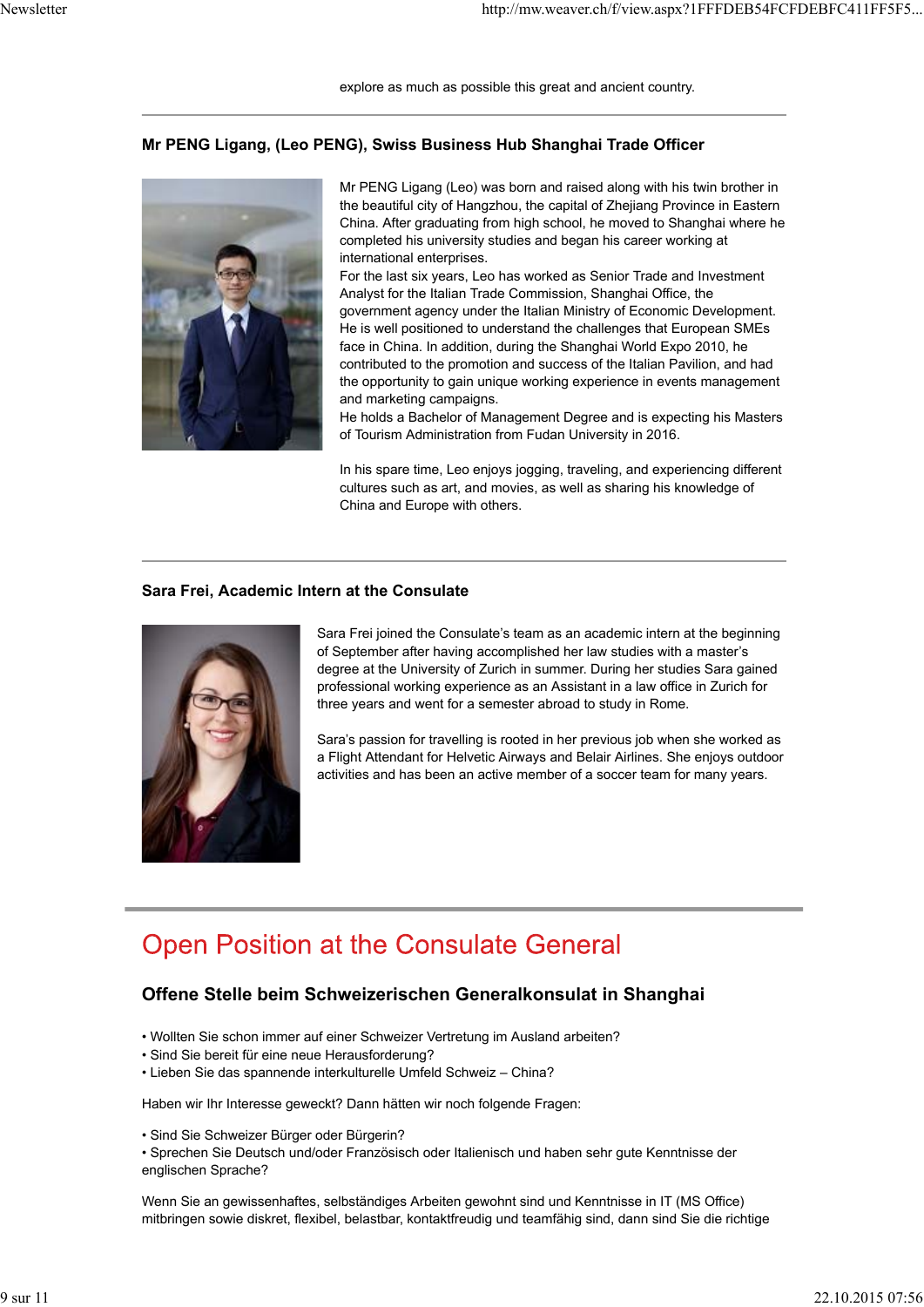explore as much as possible this great and ancient country.

---

### Mr PENG Ligang, (Leo PENG), Swiss Business Hub Shanghai Trade Officer

Mr PENG Ligang (Leo) was born and raised along with his twin brother in the beautiful city of Hangzhou, the capital of Zhejiang Province in Eastern China. After graduating from high school, he moved to Shanghai where he completed his university studies and began his career working at international enterprises.
For the last six years, Leo has worked as Senior Trade and Investment Analyst for the Italian Trade Commission, Shanghai Office, the government agency under the Italian Ministry of Economic Development. He is well positioned to understand the challenges that European SMEs face in China. In addition, during the Shanghai World Expo 2010, he contributed to the promotion and success of the Italian Pavilion, and had the opportunity to gain unique working experience in events management and marketing campaigns.
He holds a Bachelor of Management Degree and is expecting his Masters of Tourism Administration from Fudan University in 2016.

In his spare time, Leo enjoys jogging, traveling, and experiencing different cultures such as art, and movies, as well as sharing his knowledge of China and Europe with others.

---

### Sara Frei, Academic Intern at the Consulate

Sara Frei joined the Consulate's team as an academic intern at the beginning of September after having accomplished her law studies with a master's degree at the University of Zurich in summer. During her studies Sara gained professional working experience as an Assistant in a law office in Zurich for three years and went for a semester abroad to study in Rome.

Sara's passion for travelling is rooted in her previous job when she worked as a Flight Attendant for Helvetic Airways and Belair Airlines. She enjoys outdoor activities and has been an active member of a soccer team for many years.

---

## Open Position at the Consulate General

### Offene Stelle beim Schweizerischen Generalkonsulat in Shanghai

- Wollten Sie schon immer auf einer Schweizer Vertretung im Ausland arbeiten?
- Sind Sie bereit für eine neue Herausforderung?
- Lieben Sie das spannende interkulturelle Umfeld Schweiz – China?

Haben wir Ihr Interesse geweckt? Dann hätten wir noch folgende Fragen:

- Sind Sie Schweizer Bürger oder Bürgerin?
- Sprechen Sie Deutsch und/oder Französisch oder Italienisch und haben sehr gute Kenntnisse der englischen Sprache?

Wenn Sie an gewissenhaftes, selbständiges Arbeiten gewohnt sind und Kenntnisse in IT (MS Office) mitbringen sowie diskret, flexibel, belastbar, kontaktfreudig und teamfähig sind, dann sind Sie die richtige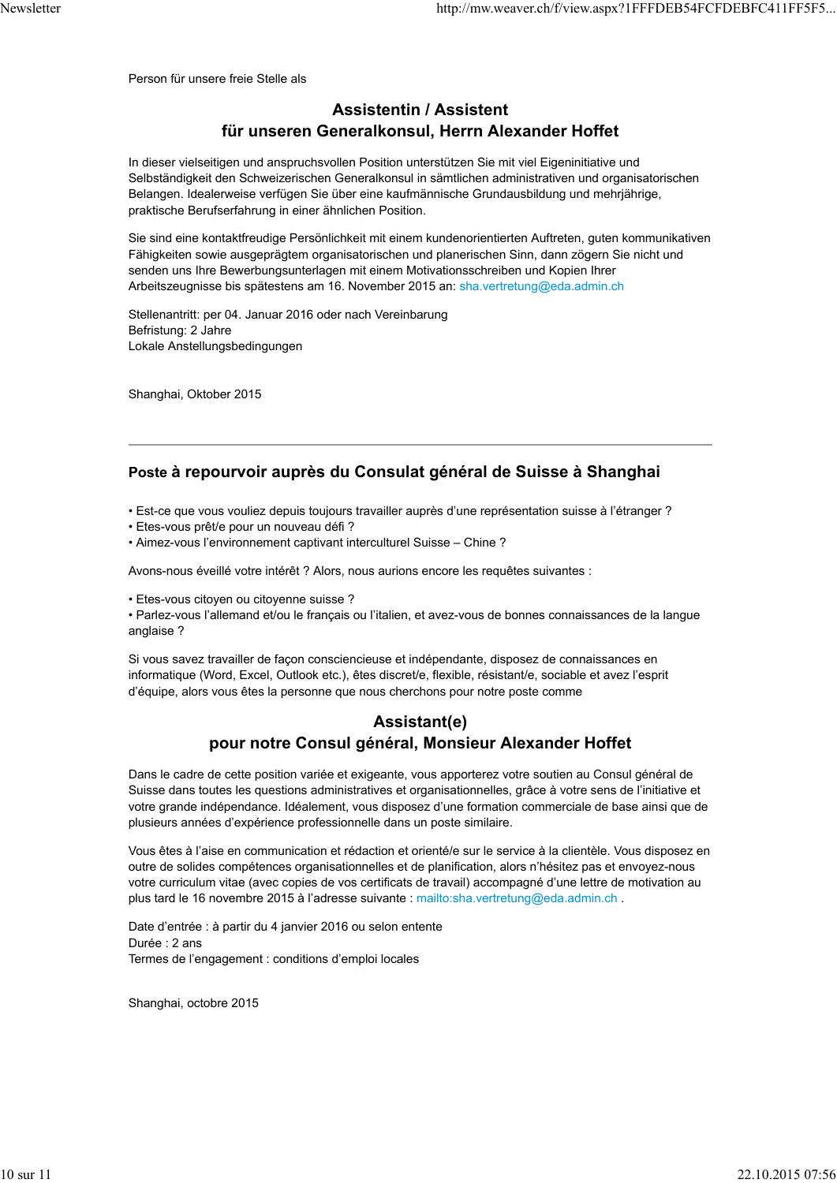Person für unsere freie Stelle als

## Assistentin / Assistent
## für unseren Generalkonsul, Herrn Alexander Hoffet

In dieser vielseitigen und anspruchsvollen Position unterstützen Sie mit viel Eigeninitiative und Selbständigkeit den Schweizerischen Generalkonsul in sämtlichen administrativen und organisatorischen Belangen. Idealerweise verfügen Sie über eine kaufmännische Grundausbildung und mehrjährige, praktische Berufserfahrung in einer ähnlichen Position.

Sie sind eine kontaktfreudige Persönlichkeit mit einem kundenorientierten Auftreten, guten kommunikativen Fähigkeiten sowie ausgeprägtem organisatorischen und planerischen Sinn, dann zögern Sie nicht und senden uns Ihre Bewerbungsunterlagen mit einem Motivationsschreiben und Kopien Ihrer Arbeitszeugnisse bis spätestens am 16. November 2015 an: sha.vertretung@eda.admin.ch

Stellenantritt: per 04. Januar 2016 oder nach Vereinbarung
Befristung: 2 Jahre
Lokale Anstellungsbedingungen

Shanghai, Oktober 2015

---

## Poste à repourvoir auprès du Consulat général de Suisse à Shanghai

- Est-ce que vous vouliez depuis toujours travailler auprès d'une représentation suisse à l'étranger ?
- Etes-vous prêt/e pour un nouveau défi ?
- Aimez-vous l'environnement captivant interculturel Suisse – Chine ?

Avons-nous éveillé votre intérêt ? Alors, nous aurions encore les requêtes suivantes :

- Etes-vous citoyen ou citoyenne suisse ?
- Parlez-vous l'allemand et/ou le français ou l'italien, et avez-vous de bonnes connaissances de la langue anglaise ?

Si vous savez travailler de façon consciencieuse et indépendante, disposez de connaissances en informatique (Word, Excel, Outlook etc.), êtes discret/e, flexible, résistant/e, sociable et avez l'esprit d'équipe, alors vous êtes la personne que nous cherchons pour notre poste comme

## Assistant(e)
## pour notre Consul général, Monsieur Alexander Hoffet

Dans le cadre de cette position variée et exigeante, vous apporterez votre soutien au Consul général de Suisse dans toutes les questions administratives et organisationnelles, grâce à votre sens de l'initiative et votre grande indépendance. Idéalement, vous disposez d'une formation commerciale de base ainsi que de plusieurs années d'expérience professionnelle dans un poste similaire.

Vous êtes à l'aise en communication et rédaction et orienté/e sur le service à la clientèle. Vous disposez en outre de solides compétences organisationnelles et de planification, alors n'hésitez pas et envoyez-nous votre curriculum vitae (avec copies de vos certificats de travail) accompagné d'une lettre de motivation au plus tard le 16 novembre 2015 à l'adresse suivante : mailto:sha.vertretung@eda.admin.ch .

Date d'entrée : à partir du 4 janvier 2016 ou selon entente
Durée : 2 ans
Termes de l'engagement : conditions d'emploi locales

Shanghai, octobre 2015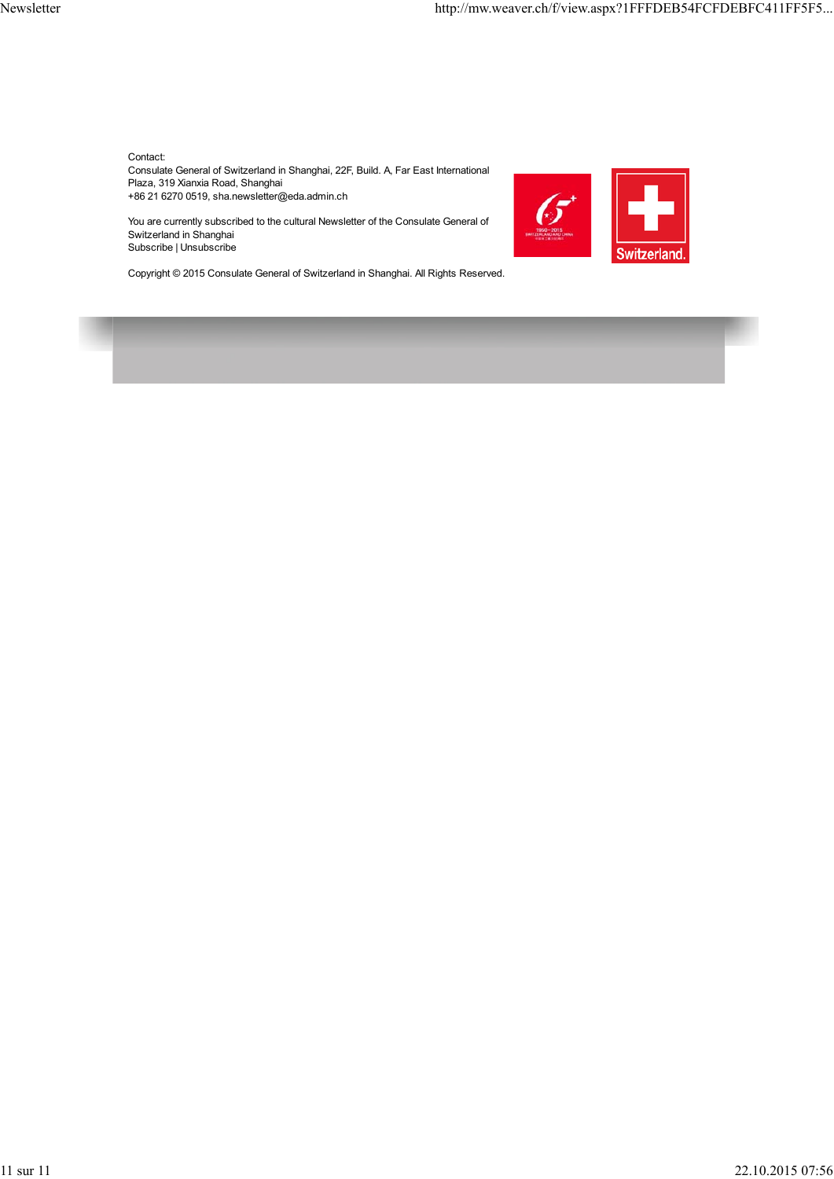Contact:
Consulate General of Switzerland in Shanghai, 22F, Build. A, Far East International Plaza, 319 Xianxia Road, Shanghai
+86 21 6270 0519, sha.newsletter@eda.admin.ch

You are currently subscribed to the cultural Newsletter of the Consulate General of Switzerland in Shanghai
Subscribe | Unsubscribe

Copyright © 2015 Consulate General of Switzerland in Shanghai. All Rights Reserved.